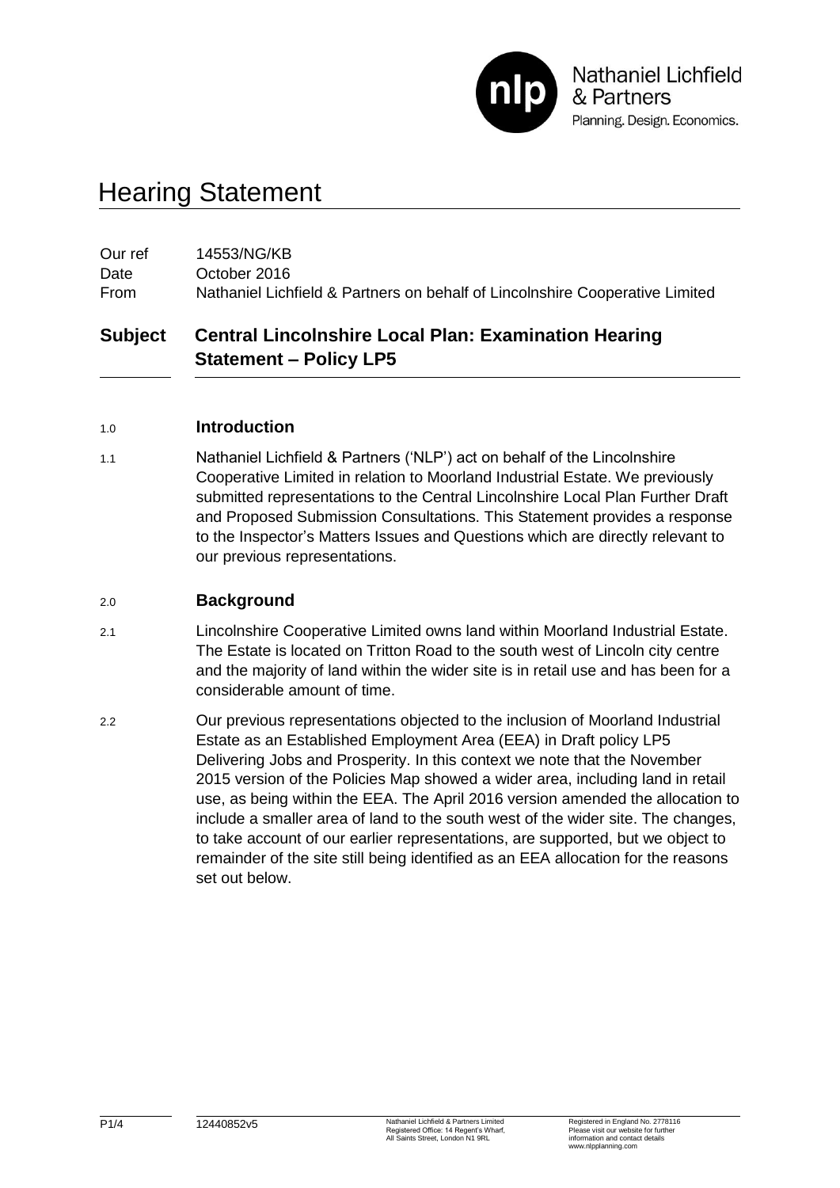# Hearing Statement

| | |
|---|---|
| Our ref | 14553/NG/KB |
| Date | October 2016 |
| From | Nathaniel Lichfield & Partners on behalf of Lincolnshire Cooperative Limited |

## Subject Central Lincolnshire Local Plan: Examination Hearing Statement – Policy LP5

### 1.0 Introduction

1.1 Nathaniel Lichfield & Partners ('NLP') act on behalf of the Lincolnshire Cooperative Limited in relation to Moorland Industrial Estate. We previously submitted representations to the Central Lincolnshire Local Plan Further Draft and Proposed Submission Consultations. This Statement provides a response to the Inspector's Matters Issues and Questions which are directly relevant to our previous representations.

### 2.0 Background

2.1 Lincolnshire Cooperative Limited owns land within Moorland Industrial Estate. The Estate is located on Tritton Road to the south west of Lincoln city centre and the majority of land within the wider site is in retail use and has been for a considerable amount of time.

2.2 Our previous representations objected to the inclusion of Moorland Industrial Estate as an Established Employment Area (EEA) in Draft policy LP5 Delivering Jobs and Prosperity. In this context we note that the November 2015 version of the Policies Map showed a wider area, including land in retail use, as being within the EEA. The April 2016 version amended the allocation to include a smaller area of land to the south west of the wider site. The changes, to take account of our earlier representations, are supported, but we object to remainder of the site still being identified as an EEA allocation for the reasons set out below.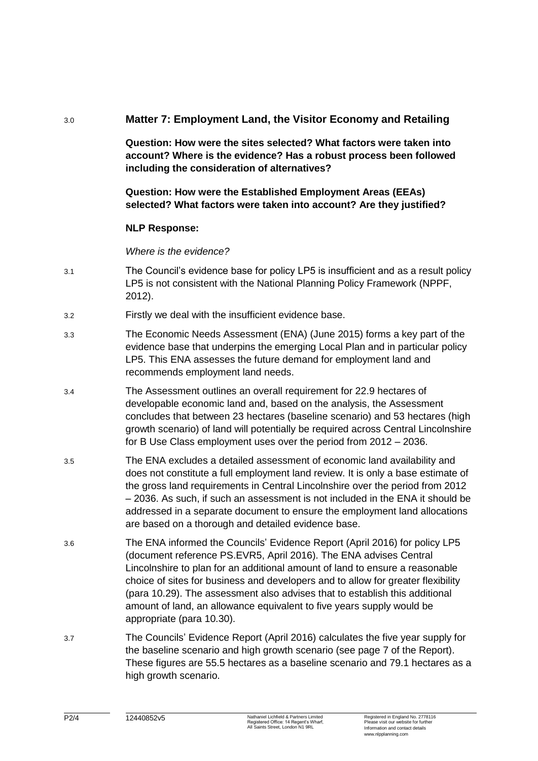3.0 **Matter 7: Employment Land, the Visitor Economy and Retailing**

**Question: How were the sites selected? What factors were taken into account? Where is the evidence? Has a robust process been followed including the consideration of alternatives?**

**Question: How were the Established Employment Areas (EEAs) selected? What factors were taken into account? Are they justified?**

**NLP Response:**

*Where is the evidence?*

3.1 The Council's evidence base for policy LP5 is insufficient and as a result policy LP5 is not consistent with the National Planning Policy Framework (NPPF, 2012).

3.2 Firstly we deal with the insufficient evidence base.

3.3 The Economic Needs Assessment (ENA) (June 2015) forms a key part of the evidence base that underpins the emerging Local Plan and in particular policy LP5. This ENA assesses the future demand for employment land and recommends employment land needs.

3.4 The Assessment outlines an overall requirement for 22.9 hectares of developable economic land and, based on the analysis, the Assessment concludes that between 23 hectares (baseline scenario) and 53 hectares (high growth scenario) of land will potentially be required across Central Lincolnshire for B Use Class employment uses over the period from 2012 – 2036.

3.5 The ENA excludes a detailed assessment of economic land availability and does not constitute a full employment land review. It is only a base estimate of the gross land requirements in Central Lincolnshire over the period from 2012 – 2036. As such, if such an assessment is not included in the ENA it should be addressed in a separate document to ensure the employment land allocations are based on a thorough and detailed evidence base.

3.6 The ENA informed the Councils' Evidence Report (April 2016) for policy LP5 (document reference PS.EVR5, April 2016). The ENA advises Central Lincolnshire to plan for an additional amount of land to ensure a reasonable choice of sites for business and developers and to allow for greater flexibility (para 10.29). The assessment also advises that to establish this additional amount of land, an allowance equivalent to five years supply would be appropriate (para 10.30).

3.7 The Councils' Evidence Report (April 2016) calculates the five year supply for the baseline scenario and high growth scenario (see page 7 of the Report). These figures are 55.5 hectares as a baseline scenario and 79.1 hectares as a high growth scenario.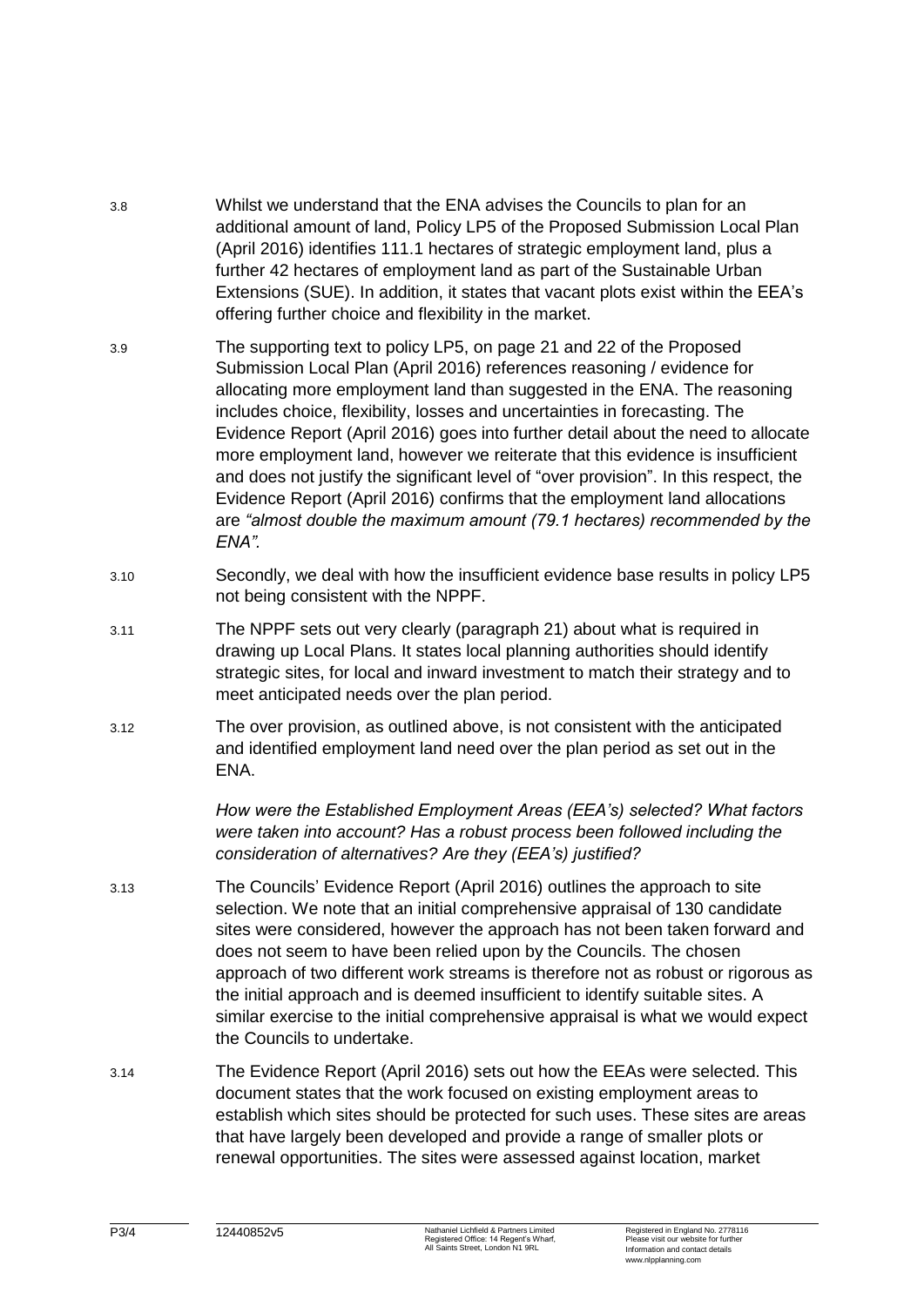3.8 Whilst we understand that the ENA advises the Councils to plan for an additional amount of land, Policy LP5 of the Proposed Submission Local Plan (April 2016) identifies 111.1 hectares of strategic employment land, plus a further 42 hectares of employment land as part of the Sustainable Urban Extensions (SUE). In addition, it states that vacant plots exist within the EEA's offering further choice and flexibility in the market.

3.9 The supporting text to policy LP5, on page 21 and 22 of the Proposed Submission Local Plan (April 2016) references reasoning / evidence for allocating more employment land than suggested in the ENA. The reasoning includes choice, flexibility, losses and uncertainties in forecasting. The Evidence Report (April 2016) goes into further detail about the need to allocate more employment land, however we reiterate that this evidence is insufficient and does not justify the significant level of "over provision". In this respect, the Evidence Report (April 2016) confirms that the employment land allocations are *"almost double the maximum amount (79.1 hectares) recommended by the ENA".*

3.10 Secondly, we deal with how the insufficient evidence base results in policy LP5 not being consistent with the NPPF.

3.11 The NPPF sets out very clearly (paragraph 21) about what is required in drawing up Local Plans. It states local planning authorities should identify strategic sites, for local and inward investment to match their strategy and to meet anticipated needs over the plan period.

3.12 The over provision, as outlined above, is not consistent with the anticipated and identified employment land need over the plan period as set out in the ENA.

*How were the Established Employment Areas (EEA's) selected? What factors were taken into account? Has a robust process been followed including the consideration of alternatives? Are they (EEA's) justified?*

3.13 The Councils' Evidence Report (April 2016) outlines the approach to site selection. We note that an initial comprehensive appraisal of 130 candidate sites were considered, however the approach has not been taken forward and does not seem to have been relied upon by the Councils. The chosen approach of two different work streams is therefore not as robust or rigorous as the initial approach and is deemed insufficient to identify suitable sites. A similar exercise to the initial comprehensive appraisal is what we would expect the Councils to undertake.

3.14 The Evidence Report (April 2016) sets out how the EEAs were selected. This document states that the work focused on existing employment areas to establish which sites should be protected for such uses. These sites are areas that have largely been developed and provide a range of smaller plots or renewal opportunities. The sites were assessed against location, market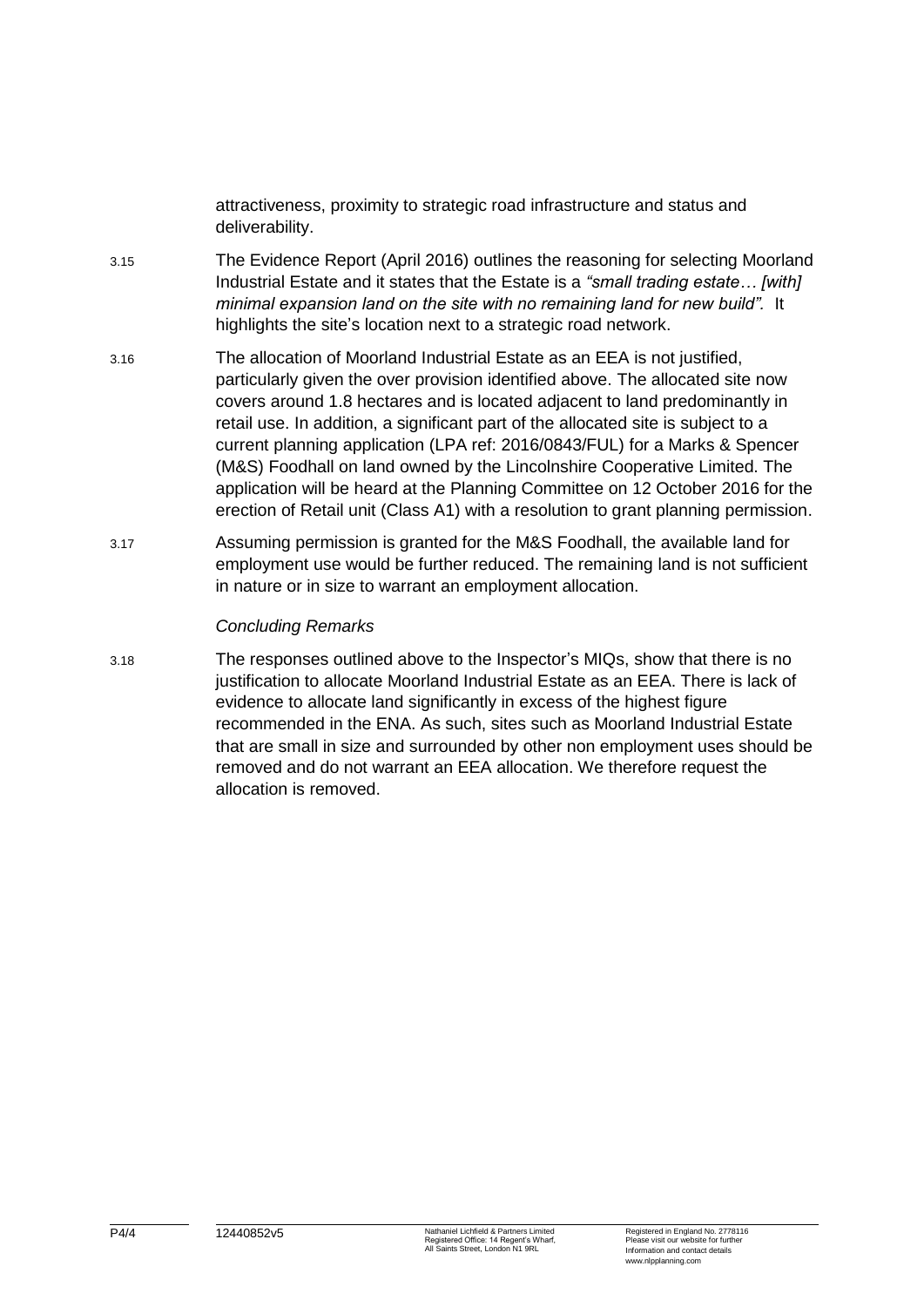attractiveness, proximity to strategic road infrastructure and status and deliverability.

3.15 The Evidence Report (April 2016) outlines the reasoning for selecting Moorland Industrial Estate and it states that the Estate is a *"small trading estate… [with] minimal expansion land on the site with no remaining land for new build".* It highlights the site's location next to a strategic road network.

3.16 The allocation of Moorland Industrial Estate as an EEA is not justified, particularly given the over provision identified above. The allocated site now covers around 1.8 hectares and is located adjacent to land predominantly in retail use. In addition, a significant part of the allocated site is subject to a current planning application (LPA ref: 2016/0843/FUL) for a Marks & Spencer (M&S) Foodhall on land owned by the Lincolnshire Cooperative Limited. The application will be heard at the Planning Committee on 12 October 2016 for the erection of Retail unit (Class A1) with a resolution to grant planning permission.

3.17 Assuming permission is granted for the M&S Foodhall, the available land for employment use would be further reduced. The remaining land is not sufficient in nature or in size to warrant an employment allocation.

*Concluding Remarks*

3.18 The responses outlined above to the Inspector's MIQs, show that there is no justification to allocate Moorland Industrial Estate as an EEA. There is lack of evidence to allocate land significantly in excess of the highest figure recommended in the ENA. As such, sites such as Moorland Industrial Estate that are small in size and surrounded by other non employment uses should be removed and do not warrant an EEA allocation. We therefore request the allocation is removed.